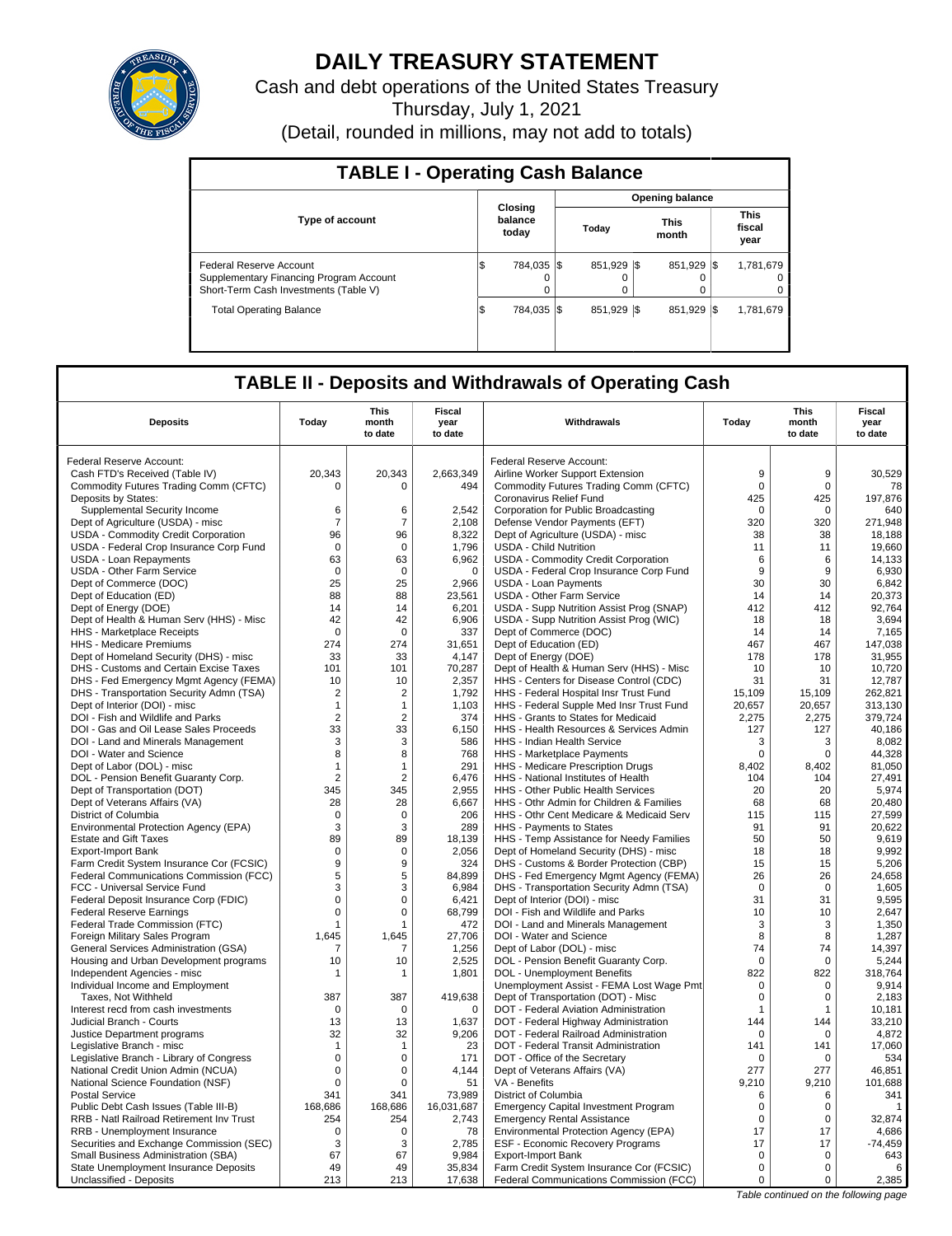# DAILY TREASURY STATEMENT

Cash and debt operations of the United States Treasury

Thursday, July 1, 2021

(Detail, rounded in millions, may not add to totals)

## TABLE I - Operating Cash Balance

| Type of account | Closing balance today | Opening balance Today | Opening balance This month | Opening balance This fiscal year |
|---|---|---|---|---|
| Federal Reserve Account | $ 784,035 | $ 851,929 | $ 851,929 | $ 1,781,679 |
| Supplementary Financing Program Account | 0 | 0 | 0 | 0 |
| Short-Term Cash Investments (Table V) | 0 | 0 | 0 | 0 |
| Total Operating Balance | $ 784,035 | $ 851,929 | $ 851,929 | $ 1,781,679 |

## TABLE II - Deposits and Withdrawals of Operating Cash

| Deposits | Today | This month to date | Fiscal year to date | Withdrawals | Today | This month to date | Fiscal year to date |
|---|---|---|---|---|---|---|---|
| Federal Reserve Account: | | | | Federal Reserve Account: | | | |
| Cash FTD's Received (Table IV) | 20,343 | 20,343 | 2,663,349 | Airline Worker Support Extension | 9 | 9 | 30,529 |
| Commodity Futures Trading Comm (CFTC) | 0 | 0 | 494 | Commodity Futures Trading Comm (CFTC) | 0 | 0 | 78 |
| Deposits by States: | | | | Coronavirus Relief Fund | 425 | 425 | 197,876 |
| Supplemental Security Income | 6 | 6 | 2,542 | Corporation for Public Broadcasting | 0 | 0 | 640 |
| Dept of Agriculture (USDA) - misc | 7 | 7 | 2,108 | Defense Vendor Payments (EFT) | 320 | 320 | 271,948 |
| USDA - Commodity Credit Corporation | 96 | 96 | 8,322 | Dept of Agriculture (USDA) - misc | 38 | 38 | 18,188 |
| USDA - Federal Crop Insurance Corp Fund | 0 | 0 | 1,796 | USDA - Child Nutrition | 11 | 11 | 19,660 |
| USDA - Loan Repayments | 63 | 63 | 6,962 | USDA - Commodity Credit Corporation | 6 | 6 | 14,133 |
| USDA - Other Farm Service | 0 | 0 | 0 | USDA - Federal Crop Insurance Corp Fund | 9 | 9 | 6,930 |
| Dept of Commerce (DOC) | 25 | 25 | 2,966 | USDA - Loan Payments | 30 | 30 | 6,842 |
| Dept of Education (ED) | 88 | 88 | 23,561 | USDA - Other Farm Service | 14 | 14 | 20,373 |
| Dept of Energy (DOE) | 14 | 14 | 6,201 | USDA - Supp Nutrition Assist Prog (SNAP) | 412 | 412 | 92,764 |
| Dept of Health & Human Serv (HHS) - Misc | 42 | 42 | 6,906 | USDA - Supp Nutrition Assist Prog (WIC) | 18 | 18 | 3,694 |
| HHS - Marketplace Receipts | 0 | 0 | 337 | Dept of Commerce (DOC) | 14 | 14 | 7,165 |
| HHS - Medicare Premiums | 274 | 274 | 31,651 | Dept of Education (ED) | 467 | 467 | 147,038 |
| Dept of Homeland Security (DHS) - misc | 33 | 33 | 4,147 | Dept of Energy (DOE) | 178 | 178 | 31,955 |
| DHS - Customs and Certain Excise Taxes | 101 | 101 | 70,287 | Dept of Health & Human Serv (HHS) - Misc | 10 | 10 | 10,720 |
| DHS - Fed Emergency Mgmt Agency (FEMA) | 10 | 10 | 2,357 | HHS - Centers for Disease Control (CDC) | 31 | 31 | 12,787 |
| DHS - Transportation Security Admn (TSA) | 2 | 2 | 1,792 | HHS - Federal Hospital Insr Trust Fund | 15,109 | 15,109 | 262,821 |
| Dept of Interior (DOI) - misc | 1 | 1 | 1,103 | HHS - Federal Supple Med Insr Trust Fund | 20,657 | 20,657 | 313,130 |
| DOI - Fish and Wildlife and Parks | 2 | 2 | 374 | HHS - Grants to States for Medicaid | 2,275 | 2,275 | 379,724 |
| DOI - Gas and Oil Lease Sales Proceeds | 33 | 33 | 6,150 | HHS - Health Resources & Services Admin | 127 | 127 | 40,186 |
| DOI - Land and Minerals Management | 3 | 3 | 586 | HHS - Indian Health Service | 3 | 3 | 8,082 |
| DOI - Water and Science | 8 | 8 | 768 | HHS - Marketplace Payments | 0 | 0 | 44,328 |
| Dept of Labor (DOL) - misc | 1 | 1 | 291 | HHS - Medicare Prescription Drugs | 8,402 | 8,402 | 81,050 |
| DOL - Pension Benefit Guaranty Corp. | 2 | 2 | 6,476 | HHS - National Institutes of Health | 104 | 104 | 27,491 |
| Dept of Transportation (DOT) | 345 | 345 | 2,955 | HHS - Other Public Health Services | 20 | 20 | 5,974 |
| Dept of Veterans Affairs (VA) | 28 | 28 | 6,667 | HHS - Othr Admin for Children & Families | 68 | 68 | 20,480 |
| District of Columbia | 0 | 0 | 206 | HHS - Othr Cent Medicare & Medicaid Serv | 115 | 115 | 27,599 |
| Environmental Protection Agency (EPA) | 3 | 3 | 289 | HHS - Payments to States | 91 | 91 | 20,622 |
| Estate and Gift Taxes | 89 | 89 | 18,139 | HHS - Temp Assistance for Needy Families | 50 | 50 | 9,619 |
| Export-Import Bank | 0 | 0 | 2,056 | Dept of Homeland Security (DHS) - misc | 18 | 18 | 9,992 |
| Farm Credit System Insurance Cor (FCSIC) | 9 | 9 | 324 | DHS - Customs & Border Protection (CBP) | 15 | 15 | 5,206 |
| Federal Communications Commission (FCC) | 5 | 5 | 84,899 | DHS - Fed Emergency Mgmt Agency (FEMA) | 26 | 26 | 24,658 |
| FCC - Universal Service Fund | 3 | 3 | 6,984 | DHS - Transportation Security Admn (TSA) | 0 | 0 | 1,605 |
| Federal Deposit Insurance Corp (FDIC) | 0 | 0 | 6,421 | Dept of Interior (DOI) - misc | 31 | 31 | 9,595 |
| Federal Reserve Earnings | 0 | 0 | 68,799 | DOI - Fish and Wildlife and Parks | 10 | 10 | 2,647 |
| Federal Trade Commission (FTC) | 1 | 1 | 472 | DOI - Land and Minerals Management | 3 | 3 | 1,350 |
| Foreign Military Sales Program | 1,645 | 1,645 | 27,706 | DOI - Water and Science | 8 | 8 | 1,287 |
| General Services Administration (GSA) | 7 | 7 | 1,256 | Dept of Labor (DOL) - misc | 74 | 74 | 14,397 |
| Housing and Urban Development programs | 10 | 10 | 2,525 | DOL - Pension Benefit Guaranty Corp. | 0 | 0 | 5,244 |
| Independent Agencies - misc | 1 | 1 | 1,801 | DOL - Unemployment Benefits | 822 | 822 | 318,764 |
| Individual Income and Employment | | | | Unemployment Assist - FEMA Lost Wage Pmt | 0 | 0 | 9,914 |
| Taxes, Not Withheld | 387 | 387 | 419,638 | Dept of Transportation (DOT) - Misc | 0 | 0 | 2,183 |
| Interest recd from cash investments | 0 | 0 | 0 | DOT - Federal Aviation Administration | 1 | 1 | 10,181 |
| Judicial Branch - Courts | 13 | 13 | 1,637 | DOT - Federal Highway Administration | 144 | 144 | 33,210 |
| Justice Department programs | 32 | 32 | 9,206 | DOT - Federal Railroad Administration | 0 | 0 | 4,872 |
| Legislative Branch - misc | 1 | 1 | 23 | DOT - Federal Transit Administration | 141 | 141 | 17,060 |
| Legislative Branch - Library of Congress | 0 | 0 | 171 | DOT - Office of the Secretary | 0 | 0 | 534 |
| National Credit Union Admin (NCUA) | 0 | 0 | 4,144 | Dept of Veterans Affairs (VA) | 277 | 277 | 46,851 |
| National Science Foundation (NSF) | 0 | 0 | 51 | VA - Benefits | 9,210 | 9,210 | 101,688 |
| Postal Service | 341 | 341 | 73,989 | District of Columbia | 6 | 6 | 341 |
| Public Debt Cash Issues (Table III-B) | 168,686 | 168,686 | 16,031,687 | Emergency Capital Investment Program | 0 | 0 | 1 |
| RRB - Natl Railroad Retirement Inv Trust | 254 | 254 | 2,743 | Emergency Rental Assistance | 0 | 0 | 32,874 |
| RRB - Unemployment Insurance | 0 | 0 | 78 | Environmental Protection Agency (EPA) | 17 | 17 | 4,686 |
| Securities and Exchange Commission (SEC) | 3 | 3 | 2,785 | ESF - Economic Recovery Programs | 17 | 17 | -74,459 |
| Small Business Administration (SBA) | 67 | 67 | 9,984 | Export-Import Bank | 0 | 0 | 643 |
| State Unemployment Insurance Deposits | 49 | 49 | 35,834 | Farm Credit System Insurance Cor (FCSIC) | 0 | 0 | 6 |
| Unclassified - Deposits | 213 | 213 | 17,638 | Federal Communications Commission (FCC) | 0 | 0 | 2,385 |

*Table continued on the following page*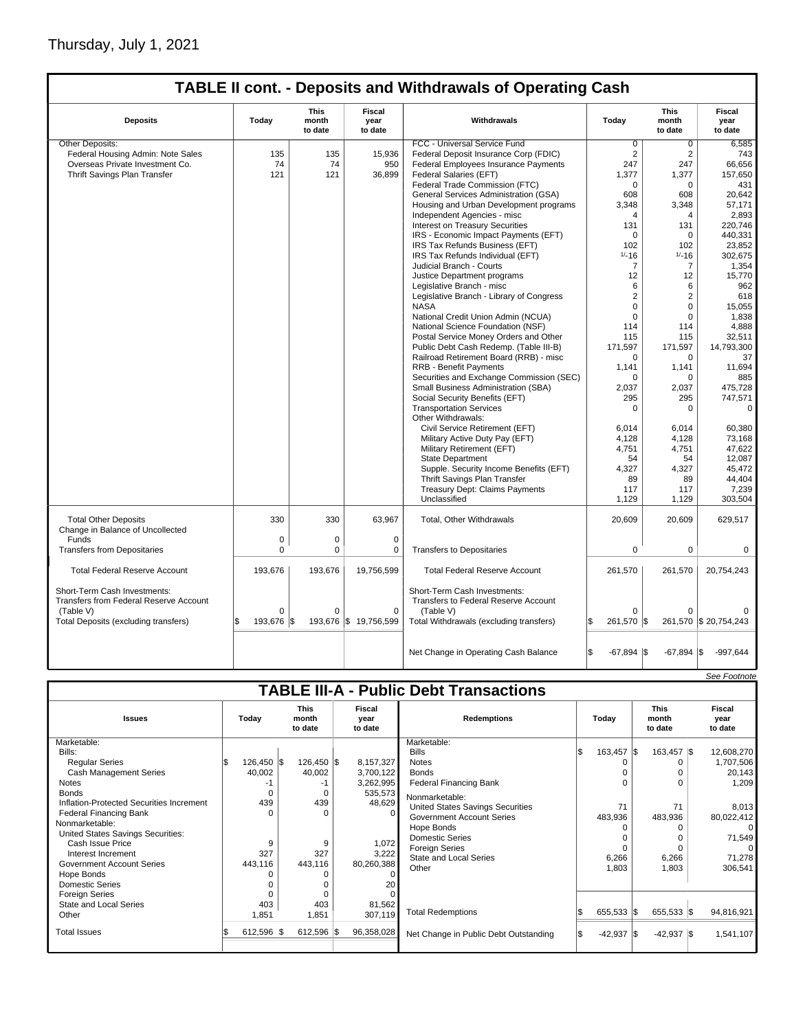Thursday, July 1, 2021

## TABLE II cont. - Deposits and Withdrawals of Operating Cash

| Deposits | Today | This month to date | Fiscal year to date | Withdrawals | Today | This month to date | Fiscal year to date |
|---|---|---|---|---|---|---|---|
| Other Deposits: | | | | FCC - Universal Service Fund | 0 | 0 | 6,585 |
| Federal Housing Admin: Note Sales | 135 | 135 | 15,936 | Federal Deposit Insurance Corp (FDIC) | 2 | 2 | 743 |
| Overseas Private Investment Co. | 74 | 74 | 950 | Federal Employees Insurance Payments | 247 | 247 | 66,656 |
| Thrift Savings Plan Transfer | 121 | 121 | 36,899 | Federal Salaries (EFT) | 1,377 | 1,377 | 157,650 |
| | | | | Federal Trade Commission (FTC) | 0 | 0 | 431 |
| | | | | General Services Administration (GSA) | 608 | 608 | 20,642 |
| | | | | Housing and Urban Development programs | 3,348 | 3,348 | 57,171 |
| | | | | Independent Agencies - misc | 4 | 4 | 2,893 |
| | | | | Interest on Treasury Securities | 131 | 131 | 220,746 |
| | | | | IRS - Economic Impact Payments (EFT) | 0 | 0 | 440,331 |
| | | | | IRS Tax Refunds Business (EFT) | 102 | 102 | 23,852 |
| | | | | IRS Tax Refunds Individual (EFT) | 1/-16 | 1/-16 | 302,675 |
| | | | | Judicial Branch - Courts | 7 | 7 | 1,354 |
| | | | | Justice Department programs | 12 | 12 | 15,770 |
| | | | | Legislative Branch - misc | 6 | 6 | 962 |
| | | | | Legislative Branch - Library of Congress | 2 | 2 | 618 |
| | | | | NASA | 0 | 0 | 15,055 |
| | | | | National Credit Union Admin (NCUA) | 0 | 0 | 1,838 |
| | | | | National Science Foundation (NSF) | 114 | 114 | 4,888 |
| | | | | Postal Service Money Orders and Other | 115 | 115 | 32,511 |
| | | | | Public Debt Cash Redemp. (Table III-B) | 171,597 | 171,597 | 14,793,300 |
| | | | | Railroad Retirement Board (RRB) - misc | 0 | 0 | 37 |
| | | | | RRB - Benefit Payments | 1,141 | 1,141 | 11,694 |
| | | | | Securities and Exchange Commission (SEC) | 0 | 0 | 885 |
| | | | | Small Business Administration (SBA) | 2,037 | 2,037 | 475,728 |
| | | | | Social Security Benefits (EFT) | 295 | 295 | 747,571 |
| | | | | Transportation Services | 0 | 0 | 0 |
| | | | | Other Withdrawals: | | | |
| | | | | Civil Service Retirement (EFT) | 6,014 | 6,014 | 60,380 |
| | | | | Military Active Duty Pay (EFT) | 4,128 | 4,128 | 73,168 |
| | | | | Military Retirement (EFT) | 4,751 | 4,751 | 47,622 |
| | | | | State Department | 54 | 54 | 12,087 |
| | | | | Supple. Security Income Benefits (EFT) | 4,327 | 4,327 | 45,472 |
| | | | | Thrift Savings Plan Transfer | 89 | 89 | 44,404 |
| | | | | Treasury Dept: Claims Payments | 117 | 117 | 7,239 |
| | | | | Unclassified | 1,129 | 1,129 | 303,504 |
| Total Other Deposits | 330 | 330 | 63,967 | Total, Other Withdrawals | 20,609 | 20,609 | 629,517 |
| Change in Balance of Uncollected Funds | 0 | 0 | 0 | | | | |
| Transfers from Depositaries | 0 | 0 | 0 | Transfers to Depositaries | 0 | 0 | 0 |
| Total Federal Reserve Account | 193,676 | 193,676 | 19,756,599 | Total Federal Reserve Account | 261,570 | 261,570 | 20,754,243 |
| Short-Term Cash Investments: Transfers from Federal Reserve Account (Table V) | 0 | 0 | 0 | Short-Term Cash Investments: Transfers to Federal Reserve Account (Table V) | 0 | 0 | 0 |
| Total Deposits (excluding transfers) | $ 193,676 | $ 193,676 | $ 19,756,599 | Total Withdrawals (excluding transfers) | $ 261,570 | $ 261,570 | $ 20,754,243 |
| | | | | Net Change in Operating Cash Balance | $ -67,894 | $ -67,894 | $ -997,644 |

See Footnote

## TABLE III-A - Public Debt Transactions

| Issues | Today | This month to date | Fiscal year to date | Redemptions | Today | This month to date | Fiscal year to date |
|---|---|---|---|---|---|---|---|
| Marketable: | | | | Marketable: | | | |
| Bills: | | | | Bills | $ 163,457 | $ 163,457 | $ 12,608,270 |
| Regular Series | $ 126,450 | $ 126,450 | $ 8,157,327 | Notes | 0 | 0 | 1,707,506 |
| Cash Management Series | 40,002 | 40,002 | 3,700,122 | Bonds | 0 | 0 | 20,143 |
| Notes | -1 | -1 | 3,262,995 | Federal Financing Bank | 0 | 0 | 1,209 |
| Bonds | 0 | 0 | 535,573 | Nonmarketable: | | | |
| Inflation-Protected Securities Increment | 439 | 439 | 48,629 | United States Savings Securities | 71 | 71 | 8,013 |
| Federal Financing Bank | 0 | 0 | 0 | Government Account Series | 483,936 | 483,936 | 80,022,412 |
| Nonmarketable: | | | | Hope Bonds | 0 | 0 | 0 |
| United States Savings Securities: | | | | Domestic Series | 0 | 0 | 71,549 |
| Cash Issue Price | 9 | 9 | 1,072 | Foreign Series | 0 | 0 | 0 |
| Interest Increment | 327 | 327 | 3,222 | State and Local Series | 6,266 | 6,266 | 71,278 |
| Government Account Series | 443,116 | 443,116 | 80,260,388 | Other | 1,803 | 1,803 | 306,541 |
| Hope Bonds | 0 | 0 | 0 | | | | |
| Domestic Series | 0 | 0 | 20 | | | | |
| Foreign Series | 0 | 0 | 0 | | | | |
| State and Local Series | 403 | 403 | 81,562 | | | | |
| Other | 1,851 | 1,851 | 307,119 | Total Redemptions | $ 655,533 | $ 655,533 | $ 94,816,921 |
| Total Issues | $ 612,596 | $ 612,596 | $ 96,358,028 | Net Change in Public Debt Outstanding | $ -42,937 | $ -42,937 | $ 1,541,107 |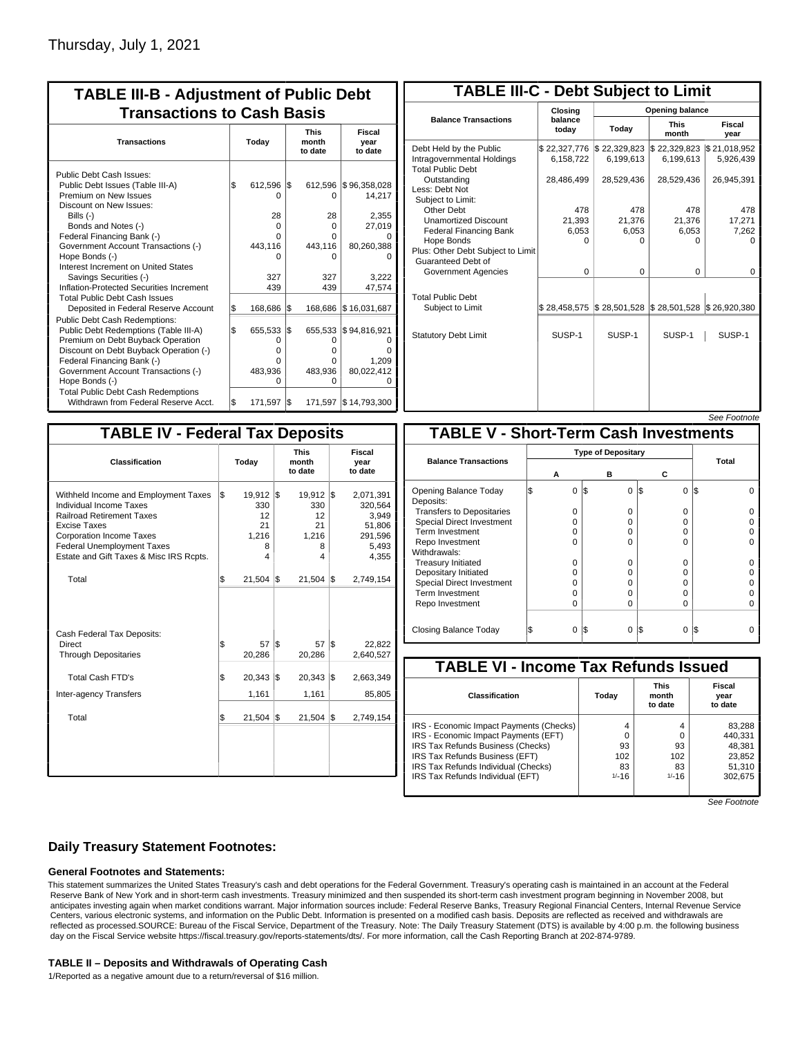Thursday, July 1, 2021

## TABLE III-B - Adjustment of Public Debt Transactions to Cash Basis

| Transactions | Today | This month to date | Fiscal year to date |
|---|---|---|---|
| Public Debt Cash Issues: | | | |
| Public Debt Issues (Table III-A) | $ 612,596 | $ 612,596 | $ 96,358,028 |
| Premium on New Issues | 0 | 0 | 14,217 |
| Discount on New Issues: | | | |
| Bills (-) | 28 | 28 | 2,355 |
| Bonds and Notes (-) | 0 | 0 | 27,019 |
| Federal Financing Bank (-) | 0 | 0 | 0 |
| Government Account Transactions (-) | 443,116 | 443,116 | 80,260,388 |
| Hope Bonds (-) | 0 | 0 | 0 |
| Interest Increment on United States Savings Securities (-) | 327 | 327 | 3,222 |
| Inflation-Protected Securities Increment | 439 | 439 | 47,574 |
| Total Public Debt Cash Issues Deposited in Federal Reserve Account | $ 168,686 | $ 168,686 | $ 16,031,687 |
| Public Debt Cash Redemptions: | | | |
| Public Debt Redemptions (Table III-A) | $ 655,533 | $ 655,533 | $ 94,816,921 |
| Premium on Debt Buyback Operation | 0 | 0 | 0 |
| Discount on Debt Buyback Operation (-) | 0 | 0 | 0 |
| Federal Financing Bank (-) | 0 | 0 | 1,209 |
| Government Account Transactions (-) | 483,936 | 483,936 | 80,022,412 |
| Hope Bonds (-) | 0 | 0 | 0 |
| Total Public Debt Cash Redemptions Withdrawn from Federal Reserve Acct. | $ 171,597 | $ 171,597 | $ 14,793,300 |

## TABLE III-C - Debt Subject to Limit

| Balance Transactions | Closing balance today | Opening balance Today | Opening balance This month | Opening balance Fiscal year |
|---|---|---|---|---|
| Debt Held by the Public | $ 22,327,776 | $ 22,329,823 | $ 22,329,823 | $ 21,018,952 |
| Intragovernmental Holdings | 6,158,722 | 6,199,613 | 6,199,613 | 5,926,439 |
| Total Public Debt Outstanding | 28,486,499 | 28,529,436 | 28,529,436 | 26,945,391 |
| Less: Debt Not Subject to Limit: | | | | |
| Other Debt | 478 | 478 | 478 | 478 |
| Unamortized Discount | 21,393 | 21,376 | 21,376 | 17,271 |
| Federal Financing Bank | 6,053 | 6,053 | 6,053 | 7,262 |
| Hope Bonds | 0 | 0 | 0 | 0 |
| Plus: Other Debt Subject to Limit Guaranteed Debt of Government Agencies | 0 | 0 | 0 | 0 |
| Total Public Debt Subject to Limit | $ 28,458,575 | $ 28,501,528 | $ 28,501,528 | $ 26,920,380 |
| Statutory Debt Limit | SUSP-1 | SUSP-1 | SUSP-1 | SUSP-1 |

*See Footnote*

## TABLE IV - Federal Tax Deposits

| Classification | Today | This month to date | Fiscal year to date |
|---|---|---|---|
| Withheld Income and Employment Taxes | $ 19,912 | $ 19,912 | $ 2,071,391 |
| Individual Income Taxes | 330 | 330 | 320,564 |
| Railroad Retirement Taxes | 12 | 12 | 3,949 |
| Excise Taxes | 21 | 21 | 51,806 |
| Corporation Income Taxes | 1,216 | 1,216 | 291,596 |
| Federal Unemployment Taxes | 8 | 8 | 5,493 |
| Estate and Gift Taxes & Misc IRS Rcpts. | 4 | 4 | 4,355 |
| Total | $ 21,504 | $ 21,504 | $ 2,749,154 |
| Cash Federal Tax Deposits: | | | |
| Direct | $ 57 | $ 57 | $ 22,822 |
| Through Depositaries | 20,286 | 20,286 | 2,640,527 |
| Total Cash FTD's | $ 20,343 | $ 20,343 | $ 2,663,349 |
| Inter-agency Transfers | 1,161 | 1,161 | 85,805 |
| Total | $ 21,504 | $ 21,504 | $ 2,749,154 |

## TABLE V - Short-Term Cash Investments

| Balance Transactions | A | B | C | Total |
|---|---|---|---|---|
| Opening Balance Today | $ 0 | $ 0 | $ 0 | $ 0 |
| Deposits: | | | | |
| Transfers to Depositaries | 0 | 0 | 0 | 0 |
| Special Direct Investment | 0 | 0 | 0 | 0 |
| Term Investment | 0 | 0 | 0 | 0 |
| Repo Investment | 0 | 0 | 0 | 0 |
| Withdrawals: | | | | |
| Treasury Initiated | 0 | 0 | 0 | 0 |
| Depositary Initiated | 0 | 0 | 0 | 0 |
| Special Direct Investment | 0 | 0 | 0 | 0 |
| Term Investment | 0 | 0 | 0 | 0 |
| Repo Investment | 0 | 0 | 0 | 0 |
| Closing Balance Today | $ 0 | $ 0 | $ 0 | $ 0 |

## TABLE VI - Income Tax Refunds Issued

| Classification | Today | This month to date | Fiscal year to date |
|---|---|---|---|
| IRS - Economic Impact Payments (Checks) | 4 | 4 | 83,288 |
| IRS - Economic Impact Payments (EFT) | 0 | 0 | 440,331 |
| IRS Tax Refunds Business (Checks) | 93 | 93 | 48,381 |
| IRS Tax Refunds Business (EFT) | 102 | 102 | 23,852 |
| IRS Tax Refunds Individual (Checks) | 83 | 83 | 51,310 |
| IRS Tax Refunds Individual (EFT) | 1/-16 | 1/-16 | 302,675 |

*See Footnote*

### Daily Treasury Statement Footnotes:

#### General Footnotes and Statements:

This statement summarizes the United States Treasury's cash and debt operations for the Federal Government. Treasury's operating cash is maintained in an account at the Federal Reserve Bank of New York and in short-term cash investments. Treasury minimized and then suspended its short-term cash investment program beginning in November 2008, but anticipates investing again when market conditions warrant. Major information sources include: Federal Reserve Banks, Treasury Regional Financial Centers, Internal Revenue Service Centers, various electronic systems, and information on the Public Debt. Information is presented on a modified cash basis. Deposits are reflected as received and withdrawals are reflected as processed.SOURCE: Bureau of the Fiscal Service, Department of the Treasury. Note: The Daily Treasury Statement (DTS) is available by 4:00 p.m. the following business day on the Fiscal Service website https://fiscal.treasury.gov/reports-statements/dts/. For more information, call the Cash Reporting Branch at 202-874-9789.

#### TABLE II – Deposits and Withdrawals of Operating Cash

1/Reported as a negative amount due to a return/reversal of $16 million.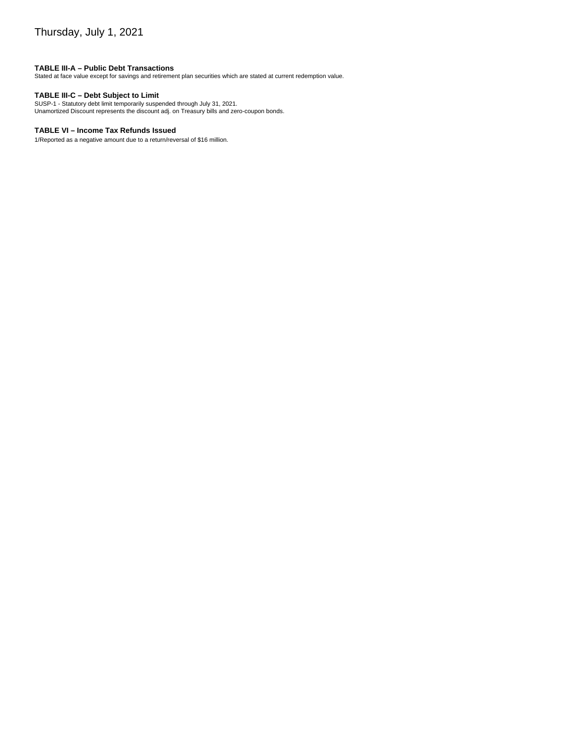Thursday, July 1, 2021

**TABLE III-A – Public Debt Transactions**

Stated at face value except for savings and retirement plan securities which are stated at current redemption value.

**TABLE III-C – Debt Subject to Limit**

SUSP-1 - Statutory debt limit temporarily suspended through July 31, 2021.
Unamortized Discount represents the discount adj. on Treasury bills and zero-coupon bonds.

**TABLE VI – Income Tax Refunds Issued**

1/Reported as a negative amount due to a return/reversal of $16 million.